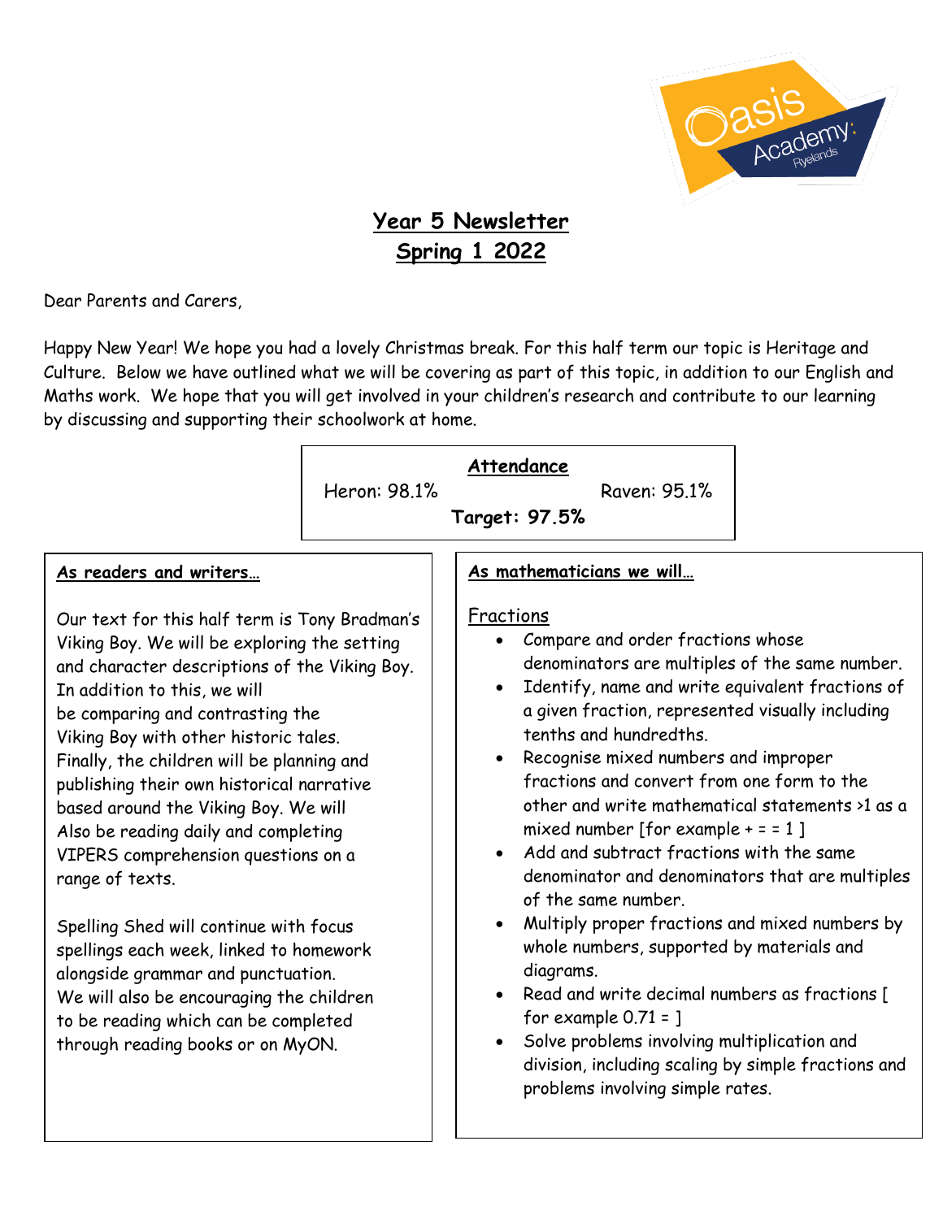# Year 5 Newsletter
# Spring 1 2022

Dear Parents and Carers,

Happy New Year! We hope you had a lovely Christmas break. For this half term our topic is Heritage and Culture. Below we have outlined what we will be covering as part of this topic, in addition to our English and Maths work. We hope that you will get involved in your children's research and contribute to our learning by discussing and supporting their schoolwork at home.

## Attendance

Heron: 98.1%  Raven: 95.1%

**Target: 97.5%**

## As readers and writers…

Our text for this half term is Tony Bradman's Viking Boy. We will be exploring the setting and character descriptions of the Viking Boy. In addition to this, we will be comparing and contrasting the Viking Boy with other historic tales. Finally, the children will be planning and publishing their own historical narrative based around the Viking Boy. We will Also be reading daily and completing VIPERS comprehension questions on a range of texts.

Spelling Shed will continue with focus spellings each week, linked to homework alongside grammar and punctuation. We will also be encouraging the children to be reading which can be completed through reading books or on MyON.

## As mathematicians we will…

Fractions

- Compare and order fractions whose denominators are multiples of the same number.
- Identify, name and write equivalent fractions of a given fraction, represented visually including tenths and hundredths.
- Recognise mixed numbers and improper fractions and convert from one form to the other and write mathematical statements >1 as a mixed number [for example + = = 1 ]
- Add and subtract fractions with the same denominator and denominators that are multiples of the same number.
- Multiply proper fractions and mixed numbers by whole numbers, supported by materials and diagrams.
- Read and write decimal numbers as fractions [ for example 0.71 = ]
- Solve problems involving multiplication and division, including scaling by simple fractions and problems involving simple rates.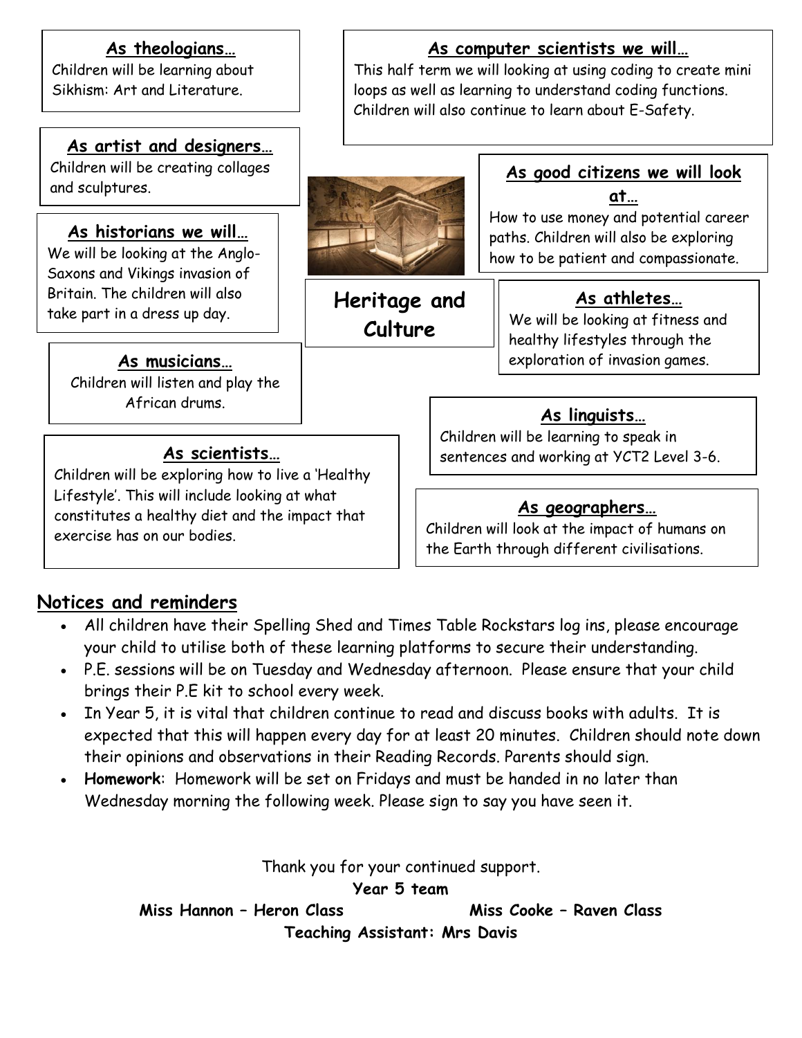**As theologians…**

Children will be learning about Sikhism: Art and Literature.

**As computer scientists we will…**

This half term we will looking at using coding to create mini loops as well as learning to understand coding functions. Children will also continue to learn about E-Safety.

**As artist and designers…**

Children will be creating collages and sculptures.

**As good citizens we will look at…**

How to use money and potential career paths. Children will also be exploring how to be patient and compassionate.

**As historians we will…**

We will be looking at the Anglo-Saxons and Vikings invasion of Britain. The children will also take part in a dress up day.

**Heritage and Culture**

**As athletes…**

We will be looking at fitness and healthy lifestyles through the exploration of invasion games.

**As musicians…**

Children will listen and play the African drums.

**As linguists…**

Children will be learning to speak in sentences and working at YCT2 Level 3-6.

**As scientists…**

Children will be exploring how to live a 'Healthy Lifestyle'. This will include looking at what constitutes a healthy diet and the impact that exercise has on our bodies.

**As geographers…**

Children will look at the impact of humans on the Earth through different civilisations.

## Notices and reminders

- All children have their Spelling Shed and Times Table Rockstars log ins, please encourage your child to utilise both of these learning platforms to secure their understanding.
- P.E. sessions will be on Tuesday and Wednesday afternoon. Please ensure that your child brings their P.E kit to school every week.
- In Year 5, it is vital that children continue to read and discuss books with adults. It is expected that this will happen every day for at least 20 minutes. Children should note down their opinions and observations in their Reading Records. Parents should sign.
- **Homework**: Homework will be set on Fridays and must be handed in no later than Wednesday morning the following week. Please sign to say you have seen it.

Thank you for your continued support.

**Year 5 team**

**Miss Hannon – Heron Class** **Miss Cooke – Raven Class**

**Teaching Assistant: Mrs Davis**